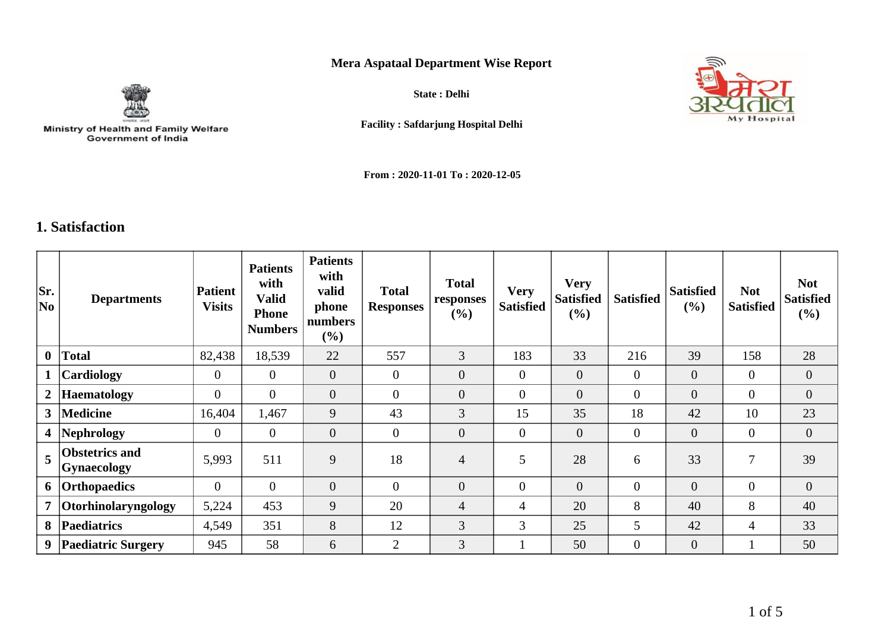Ministry of Health and Family Welfare
Government of India

# Mera Aspataal Department Wise Report

**State : Delhi**

**Facility : Safdarjung Hospital Delhi**

**From : 2020-11-01 To : 2020-12-05**

## 1. Satisfaction

| Sr. No | Departments | Patient Visits | Patients with Valid Phone Numbers | Patients with valid phone numbers (%) | Total Responses | Total responses (%) | Very Satisfied | Very Satisfied (%) | Satisfied | Satisfied (%) | Not Satisfied | Not Satisfied (%) |
|---|---|---|---|---|---|---|---|---|---|---|---|---|
| **0** | **Total** | 82,438 | 18,539 | 22 | 557 | 3 | 183 | 33 | 216 | 39 | 158 | 28 |
| **1** | **Cardiology** | 0 | 0 | 0 | 0 | 0 | 0 | 0 | 0 | 0 | 0 | 0 |
| **2** | **Haematology** | 0 | 0 | 0 | 0 | 0 | 0 | 0 | 0 | 0 | 0 | 0 |
| **3** | **Medicine** | 16,404 | 1,467 | 9 | 43 | 3 | 15 | 35 | 18 | 42 | 10 | 23 |
| **4** | **Nephrology** | 0 | 0 | 0 | 0 | 0 | 0 | 0 | 0 | 0 | 0 | 0 |
| **5** | **Obstetrics and Gynaecology** | 5,993 | 511 | 9 | 18 | 4 | 5 | 28 | 6 | 33 | 7 | 39 |
| **6** | **Orthopaedics** | 0 | 0 | 0 | 0 | 0 | 0 | 0 | 0 | 0 | 0 | 0 |
| **7** | **Otorhinolaryngology** | 5,224 | 453 | 9 | 20 | 4 | 4 | 20 | 8 | 40 | 8 | 40 |
| **8** | **Paediatrics** | 4,549 | 351 | 8 | 12 | 3 | 3 | 25 | 5 | 42 | 4 | 33 |
| **9** | **Paediatric Surgery** | 945 | 58 | 6 | 2 | 3 | 1 | 50 | 0 | 0 | 1 | 50 |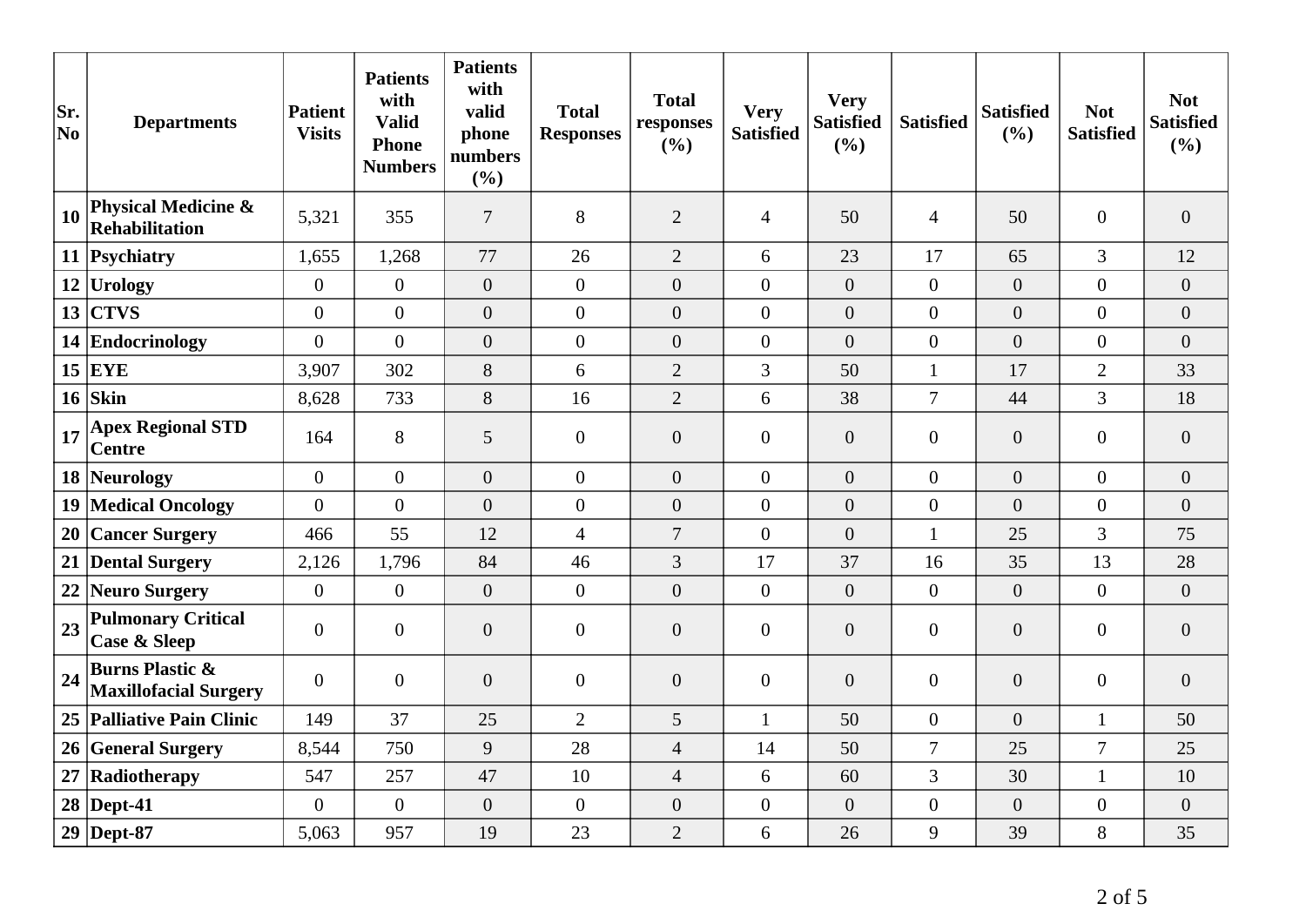| Sr. No | Departments | Patient Visits | Patients with Valid Phone Numbers | Patients with valid phone numbers (%) | Total Responses | Total responses (%) | Very Satisfied | Very Satisfied (%) | Satisfied | Satisfied (%) | Not Satisfied | Not Satisfied (%) |
|---|---|---|---|---|---|---|---|---|---|---|---|---|
| 10 | **Physical Medicine & Rehabilitation** | 5,321 | 355 | 7 | 8 | 2 | 4 | 50 | 4 | 50 | 0 | 0 |
| 11 | **Psychiatry** | 1,655 | 1,268 | 77 | 26 | 2 | 6 | 23 | 17 | 65 | 3 | 12 |
| 12 | **Urology** | 0 | 0 | 0 | 0 | 0 | 0 | 0 | 0 | 0 | 0 | 0 |
| 13 | **CTVS** | 0 | 0 | 0 | 0 | 0 | 0 | 0 | 0 | 0 | 0 | 0 |
| 14 | **Endocrinology** | 0 | 0 | 0 | 0 | 0 | 0 | 0 | 0 | 0 | 0 | 0 |
| 15 | **EYE** | 3,907 | 302 | 8 | 6 | 2 | 3 | 50 | 1 | 17 | 2 | 33 |
| 16 | **Skin** | 8,628 | 733 | 8 | 16 | 2 | 6 | 38 | 7 | 44 | 3 | 18 |
| 17 | **Apex Regional STD Centre** | 164 | 8 | 5 | 0 | 0 | 0 | 0 | 0 | 0 | 0 | 0 |
| 18 | **Neurology** | 0 | 0 | 0 | 0 | 0 | 0 | 0 | 0 | 0 | 0 | 0 |
| 19 | **Medical Oncology** | 0 | 0 | 0 | 0 | 0 | 0 | 0 | 0 | 0 | 0 | 0 |
| 20 | **Cancer Surgery** | 466 | 55 | 12 | 4 | 7 | 0 | 0 | 1 | 25 | 3 | 75 |
| 21 | **Dental Surgery** | 2,126 | 1,796 | 84 | 46 | 3 | 17 | 37 | 16 | 35 | 13 | 28 |
| 22 | **Neuro Surgery** | 0 | 0 | 0 | 0 | 0 | 0 | 0 | 0 | 0 | 0 | 0 |
| 23 | **Pulmonary Critical Case & Sleep** | 0 | 0 | 0 | 0 | 0 | 0 | 0 | 0 | 0 | 0 | 0 |
| 24 | **Burns Plastic & Maxillofacial Surgery** | 0 | 0 | 0 | 0 | 0 | 0 | 0 | 0 | 0 | 0 | 0 |
| 25 | **Palliative Pain Clinic** | 149 | 37 | 25 | 2 | 5 | 1 | 50 | 0 | 0 | 1 | 50 |
| 26 | **General Surgery** | 8,544 | 750 | 9 | 28 | 4 | 14 | 50 | 7 | 25 | 7 | 25 |
| 27 | **Radiotherapy** | 547 | 257 | 47 | 10 | 4 | 6 | 60 | 3 | 30 | 1 | 10 |
| 28 | **Dept-41** | 0 | 0 | 0 | 0 | 0 | 0 | 0 | 0 | 0 | 0 | 0 |
| 29 | **Dept-87** | 5,063 | 957 | 19 | 23 | 2 | 6 | 26 | 9 | 39 | 8 | 35 |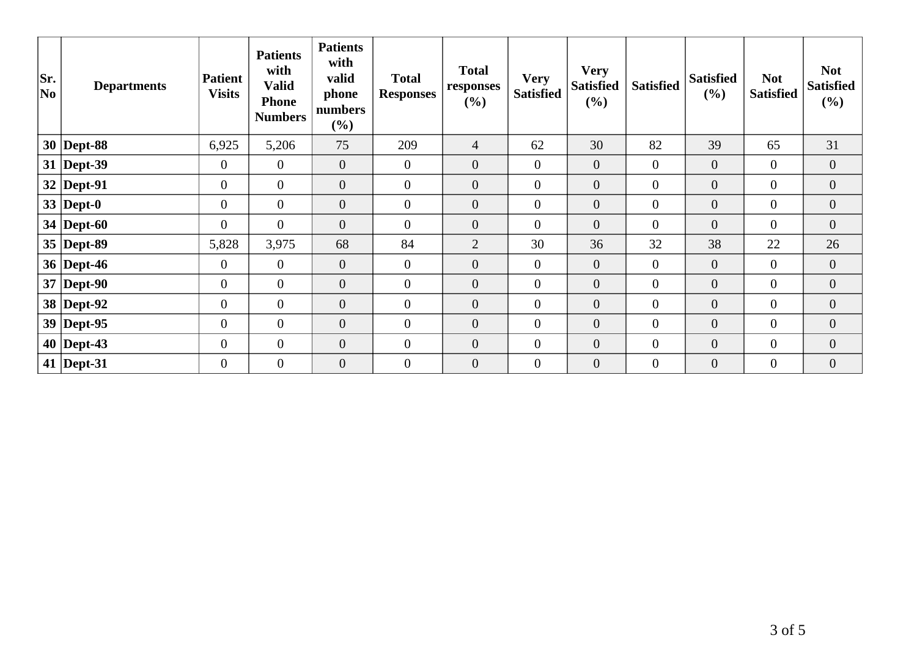| Sr. No | Departments | Patient Visits | Patients with Valid Phone Numbers | Patients with valid phone numbers (%) | Total Responses | Total responses (%) | Very Satisfied | Very Satisfied (%) | Satisfied | Satisfied (%) | Not Satisfied | Not Satisfied (%) |
|---|---|---|---|---|---|---|---|---|---|---|---|---|
| **30** | **Dept-88** | 6,925 | 5,206 | 75 | 209 | 4 | 62 | 30 | 82 | 39 | 65 | 31 |
| **31** | **Dept-39** | 0 | 0 | 0 | 0 | 0 | 0 | 0 | 0 | 0 | 0 | 0 |
| **32** | **Dept-91** | 0 | 0 | 0 | 0 | 0 | 0 | 0 | 0 | 0 | 0 | 0 |
| **33** | **Dept-0** | 0 | 0 | 0 | 0 | 0 | 0 | 0 | 0 | 0 | 0 | 0 |
| **34** | **Dept-60** | 0 | 0 | 0 | 0 | 0 | 0 | 0 | 0 | 0 | 0 | 0 |
| **35** | **Dept-89** | 5,828 | 3,975 | 68 | 84 | 2 | 30 | 36 | 32 | 38 | 22 | 26 |
| **36** | **Dept-46** | 0 | 0 | 0 | 0 | 0 | 0 | 0 | 0 | 0 | 0 | 0 |
| **37** | **Dept-90** | 0 | 0 | 0 | 0 | 0 | 0 | 0 | 0 | 0 | 0 | 0 |
| **38** | **Dept-92** | 0 | 0 | 0 | 0 | 0 | 0 | 0 | 0 | 0 | 0 | 0 |
| **39** | **Dept-95** | 0 | 0 | 0 | 0 | 0 | 0 | 0 | 0 | 0 | 0 | 0 |
| **40** | **Dept-43** | 0 | 0 | 0 | 0 | 0 | 0 | 0 | 0 | 0 | 0 | 0 |
| **41** | **Dept-31** | 0 | 0 | 0 | 0 | 0 | 0 | 0 | 0 | 0 | 0 | 0 |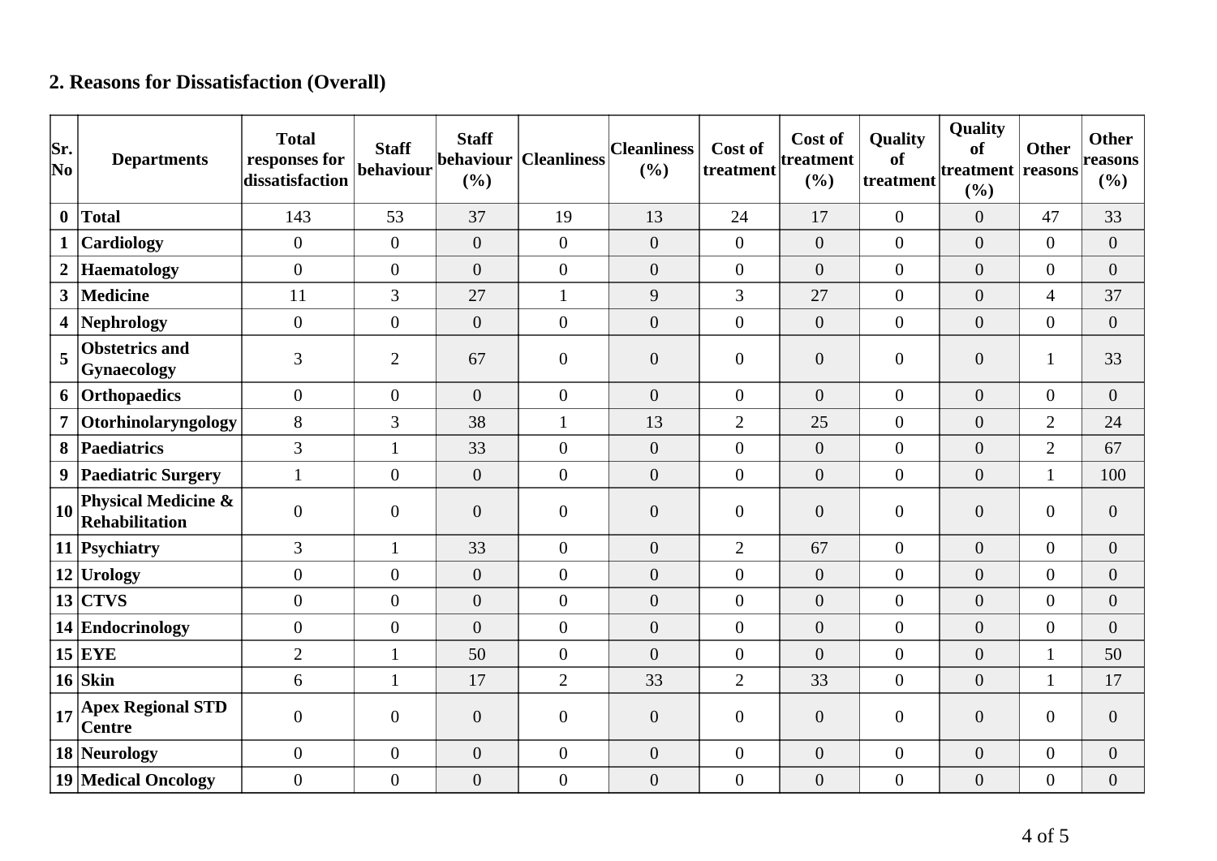## 2. Reasons for Dissatisfaction (Overall)

| Sr. No | Departments | Total responses for dissatisfaction | Staff behaviour | Staff behaviour (%) | Cleanliness | Cleanliness (%) | Cost of treatment | Cost of treatment (%) | Quality of treatment | Quality of treatment (%) | Other reasons | Other reasons (%) |
|---|---|---|---|---|---|---|---|---|---|---|---|---|
| **0** | **Total** | 143 | 53 | 37 | 19 | 13 | 24 | 17 | 0 | 0 | 47 | 33 |
| **1** | **Cardiology** | 0 | 0 | 0 | 0 | 0 | 0 | 0 | 0 | 0 | 0 | 0 |
| **2** | **Haematology** | 0 | 0 | 0 | 0 | 0 | 0 | 0 | 0 | 0 | 0 | 0 |
| **3** | **Medicine** | 11 | 3 | 27 | 1 | 9 | 3 | 27 | 0 | 0 | 4 | 37 |
| **4** | **Nephrology** | 0 | 0 | 0 | 0 | 0 | 0 | 0 | 0 | 0 | 0 | 0 |
| **5** | **Obstetrics and Gynaecology** | 3 | 2 | 67 | 0 | 0 | 0 | 0 | 0 | 0 | 1 | 33 |
| **6** | **Orthopaedics** | 0 | 0 | 0 | 0 | 0 | 0 | 0 | 0 | 0 | 0 | 0 |
| **7** | **Otorhinolaryngology** | 8 | 3 | 38 | 1 | 13 | 2 | 25 | 0 | 0 | 2 | 24 |
| **8** | **Paediatrics** | 3 | 1 | 33 | 0 | 0 | 0 | 0 | 0 | 0 | 2 | 67 |
| **9** | **Paediatric Surgery** | 1 | 0 | 0 | 0 | 0 | 0 | 0 | 0 | 0 | 1 | 100 |
| **10** | **Physical Medicine & Rehabilitation** | 0 | 0 | 0 | 0 | 0 | 0 | 0 | 0 | 0 | 0 | 0 |
| **11** | **Psychiatry** | 3 | 1 | 33 | 0 | 0 | 2 | 67 | 0 | 0 | 0 | 0 |
| **12** | **Urology** | 0 | 0 | 0 | 0 | 0 | 0 | 0 | 0 | 0 | 0 | 0 |
| **13** | **CTVS** | 0 | 0 | 0 | 0 | 0 | 0 | 0 | 0 | 0 | 0 | 0 |
| **14** | **Endocrinology** | 0 | 0 | 0 | 0 | 0 | 0 | 0 | 0 | 0 | 0 | 0 |
| **15** | **EYE** | 2 | 1 | 50 | 0 | 0 | 0 | 0 | 0 | 0 | 1 | 50 |
| **16** | **Skin** | 6 | 1 | 17 | 2 | 33 | 2 | 33 | 0 | 0 | 1 | 17 |
| **17** | **Apex Regional STD Centre** | 0 | 0 | 0 | 0 | 0 | 0 | 0 | 0 | 0 | 0 | 0 |
| **18** | **Neurology** | 0 | 0 | 0 | 0 | 0 | 0 | 0 | 0 | 0 | 0 | 0 |
| **19** | **Medical Oncology** | 0 | 0 | 0 | 0 | 0 | 0 | 0 | 0 | 0 | 0 | 0 |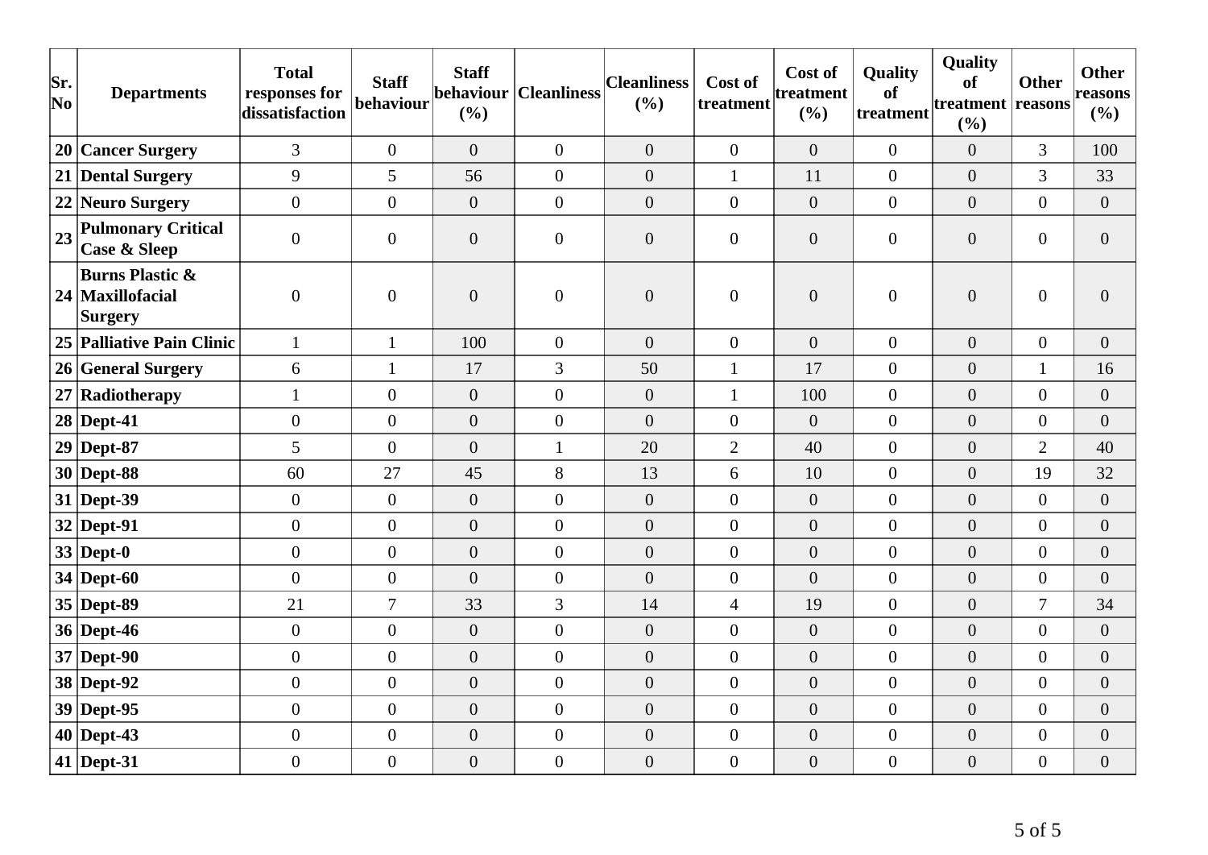| Sr. No | Departments | Total responses for dissatisfaction | Staff behaviour | Staff behaviour (%) | Cleanliness | Cleanliness (%) | Cost of treatment | Cost of treatment (%) | Quality of treatment | Quality of treatment (%) | Other reasons | Other reasons (%) |
|---|---|---|---|---|---|---|---|---|---|---|---|---|
| 20 | Cancer Surgery | 3 | 0 | 0 | 0 | 0 | 0 | 0 | 0 | 0 | 3 | 100 |
| 21 | Dental Surgery | 9 | 5 | 56 | 0 | 0 | 1 | 11 | 0 | 0 | 3 | 33 |
| 22 | Neuro Surgery | 0 | 0 | 0 | 0 | 0 | 0 | 0 | 0 | 0 | 0 | 0 |
| 23 | Pulmonary Critical Case & Sleep | 0 | 0 | 0 | 0 | 0 | 0 | 0 | 0 | 0 | 0 | 0 |
| 24 | Burns Plastic & Maxillofacial Surgery | 0 | 0 | 0 | 0 | 0 | 0 | 0 | 0 | 0 | 0 | 0 |
| 25 | Palliative Pain Clinic | 1 | 1 | 100 | 0 | 0 | 0 | 0 | 0 | 0 | 0 | 0 |
| 26 | General Surgery | 6 | 1 | 17 | 3 | 50 | 1 | 17 | 0 | 0 | 1 | 16 |
| 27 | Radiotherapy | 1 | 0 | 0 | 0 | 0 | 1 | 100 | 0 | 0 | 0 | 0 |
| 28 | Dept-41 | 0 | 0 | 0 | 0 | 0 | 0 | 0 | 0 | 0 | 0 | 0 |
| 29 | Dept-87 | 5 | 0 | 0 | 1 | 20 | 2 | 40 | 0 | 0 | 2 | 40 |
| 30 | Dept-88 | 60 | 27 | 45 | 8 | 13 | 6 | 10 | 0 | 0 | 19 | 32 |
| 31 | Dept-39 | 0 | 0 | 0 | 0 | 0 | 0 | 0 | 0 | 0 | 0 | 0 |
| 32 | Dept-91 | 0 | 0 | 0 | 0 | 0 | 0 | 0 | 0 | 0 | 0 | 0 |
| 33 | Dept-0 | 0 | 0 | 0 | 0 | 0 | 0 | 0 | 0 | 0 | 0 | 0 |
| 34 | Dept-60 | 0 | 0 | 0 | 0 | 0 | 0 | 0 | 0 | 0 | 0 | 0 |
| 35 | Dept-89 | 21 | 7 | 33 | 3 | 14 | 4 | 19 | 0 | 0 | 7 | 34 |
| 36 | Dept-46 | 0 | 0 | 0 | 0 | 0 | 0 | 0 | 0 | 0 | 0 | 0 |
| 37 | Dept-90 | 0 | 0 | 0 | 0 | 0 | 0 | 0 | 0 | 0 | 0 | 0 |
| 38 | Dept-92 | 0 | 0 | 0 | 0 | 0 | 0 | 0 | 0 | 0 | 0 | 0 |
| 39 | Dept-95 | 0 | 0 | 0 | 0 | 0 | 0 | 0 | 0 | 0 | 0 | 0 |
| 40 | Dept-43 | 0 | 0 | 0 | 0 | 0 | 0 | 0 | 0 | 0 | 0 | 0 |
| 41 | Dept-31 | 0 | 0 | 0 | 0 | 0 | 0 | 0 | 0 | 0 | 0 | 0 |